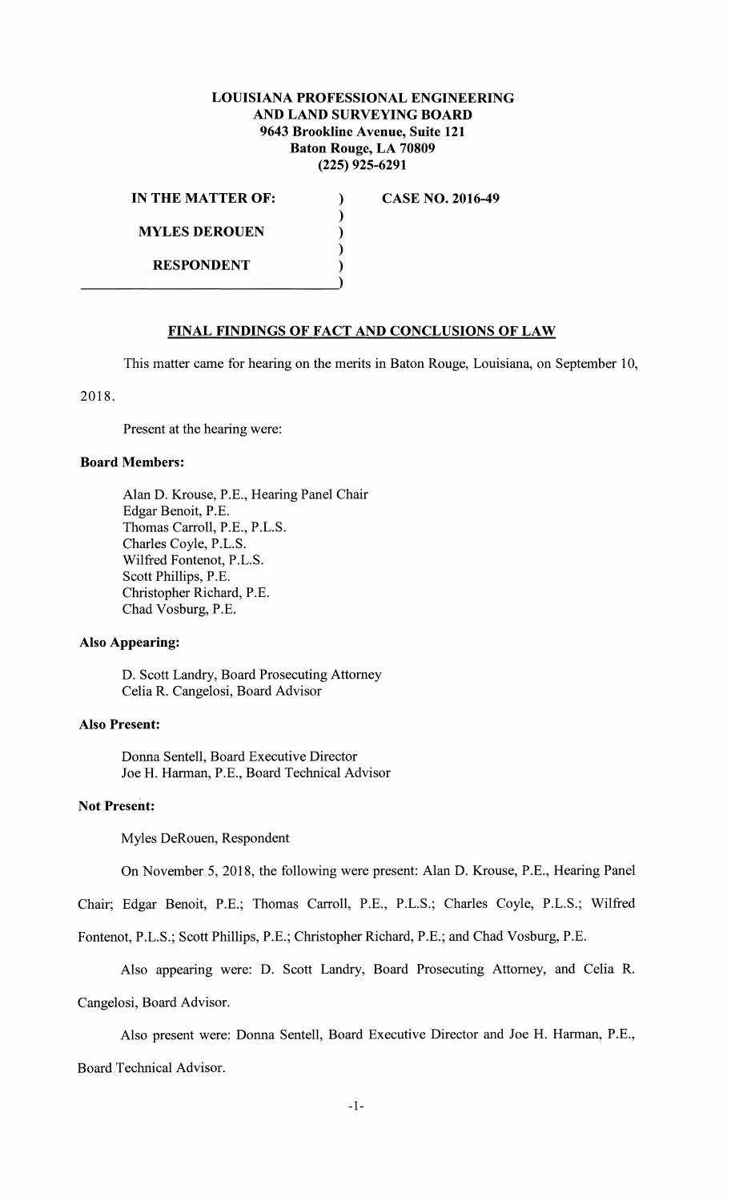**LOUISIANA PROFESSIONAL ENGINEERING AND LAND SURVEYING BOARD**
**9643 Brookline Avenue, Suite 121**
**Baton Rouge, LA 70809**
**(225) 925-6291**

| | | |
|---|---|---|
| **IN THE MATTER OF:** | ) | **CASE NO. 2016-49** |
| | ) | |
| **MYLES DEROUEN** | ) | |
| | ) | |
| **RESPONDENT** | ) | |

## FINAL FINDINGS OF FACT AND CONCLUSIONS OF LAW

This matter came for hearing on the merits in Baton Rouge, Louisiana, on September 10, 2018.

Present at the hearing were:

**Board Members:**

Alan D. Krouse, P.E., Hearing Panel Chair
Edgar Benoit, P.E.
Thomas Carroll, P.E., P.L.S.
Charles Coyle, P.L.S.
Wilfred Fontenot, P.L.S.
Scott Phillips, P.E.
Christopher Richard, P.E.
Chad Vosburg, P.E.

**Also Appearing:**

D. Scott Landry, Board Prosecuting Attorney
Celia R. Cangelosi, Board Advisor

**Also Present:**

Donna Sentell, Board Executive Director
Joe H. Harman, P.E., Board Technical Advisor

**Not Present:**

Myles DeRouen, Respondent

On November 5, 2018, the following were present: Alan D. Krouse, P.E., Hearing Panel Chair; Edgar Benoit, P.E.; Thomas Carroll, P.E., P.L.S.; Charles Coyle, P.L.S.; Wilfred Fontenot, P.L.S.; Scott Phillips, P.E.; Christopher Richard, P.E.; and Chad Vosburg, P.E.

Also appearing were: D. Scott Landry, Board Prosecuting Attorney, and Celia R. Cangelosi, Board Advisor.

Also present were: Donna Sentell, Board Executive Director and Joe H. Harman, P.E., Board Technical Advisor.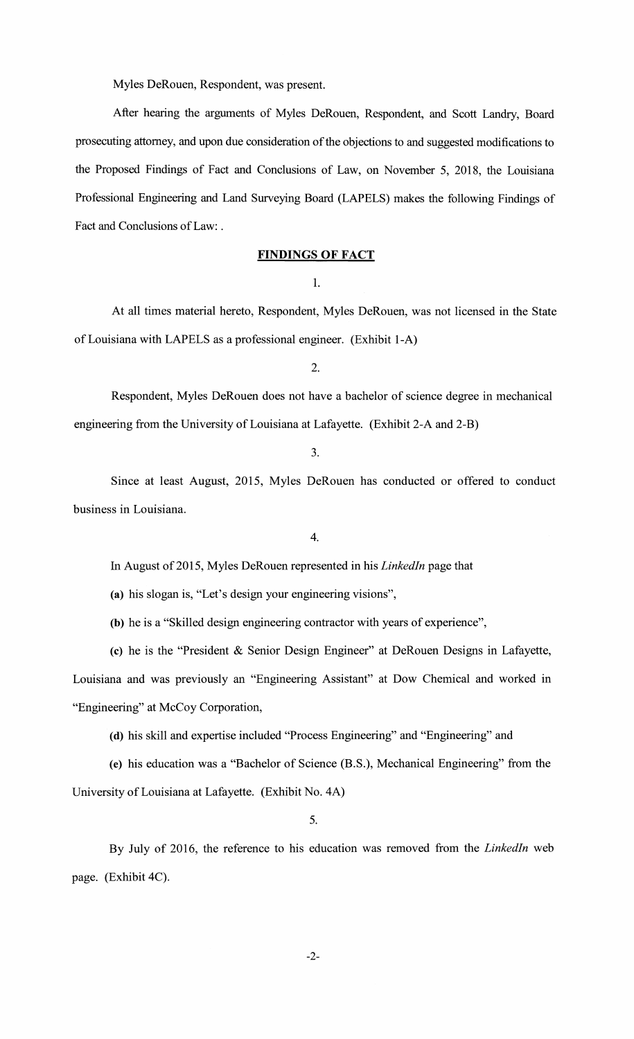Myles DeRouen, Respondent, was present.

After hearing the arguments of Myles DeRouen, Respondent, and Scott Landry, Board prosecuting attorney, and upon due consideration of the objections to and suggested modifications to the Proposed Findings of Fact and Conclusions of Law, on November 5, 2018, the Louisiana Professional Engineering and Land Surveying Board (LAPELS) makes the following Findings of Fact and Conclusions of Law: .

## FINDINGS OF FACT

1.

At all times material hereto, Respondent, Myles DeRouen, was not licensed in the State of Louisiana with LAPELS as a professional engineer. (Exhibit 1-A)

2.

Respondent, Myles DeRouen does not have a bachelor of science degree in mechanical engineering from the University of Louisiana at Lafayette. (Exhibit 2-A and 2-B)

3.

Since at least August, 2015, Myles DeRouen has conducted or offered to conduct business in Louisiana.

4.

In August of 2015, Myles DeRouen represented in his *LinkedIn* page that

**(a)** his slogan is, "Let's design your engineering visions",

**(b)** he is a "Skilled design engineering contractor with years of experience",

**(c)** he is the "President & Senior Design Engineer" at DeRouen Designs in Lafayette, Louisiana and was previously an "Engineering Assistant" at Dow Chemical and worked in "Engineering" at McCoy Corporation,

**(d)** his skill and expertise included "Process Engineering" and "Engineering" and

**(e)** his education was a "Bachelor of Science (B.S.), Mechanical Engineering" from the University of Louisiana at Lafayette. (Exhibit No. 4A)

5.

By July of 2016, the reference to his education was removed from the *LinkedIn* web page. (Exhibit 4C).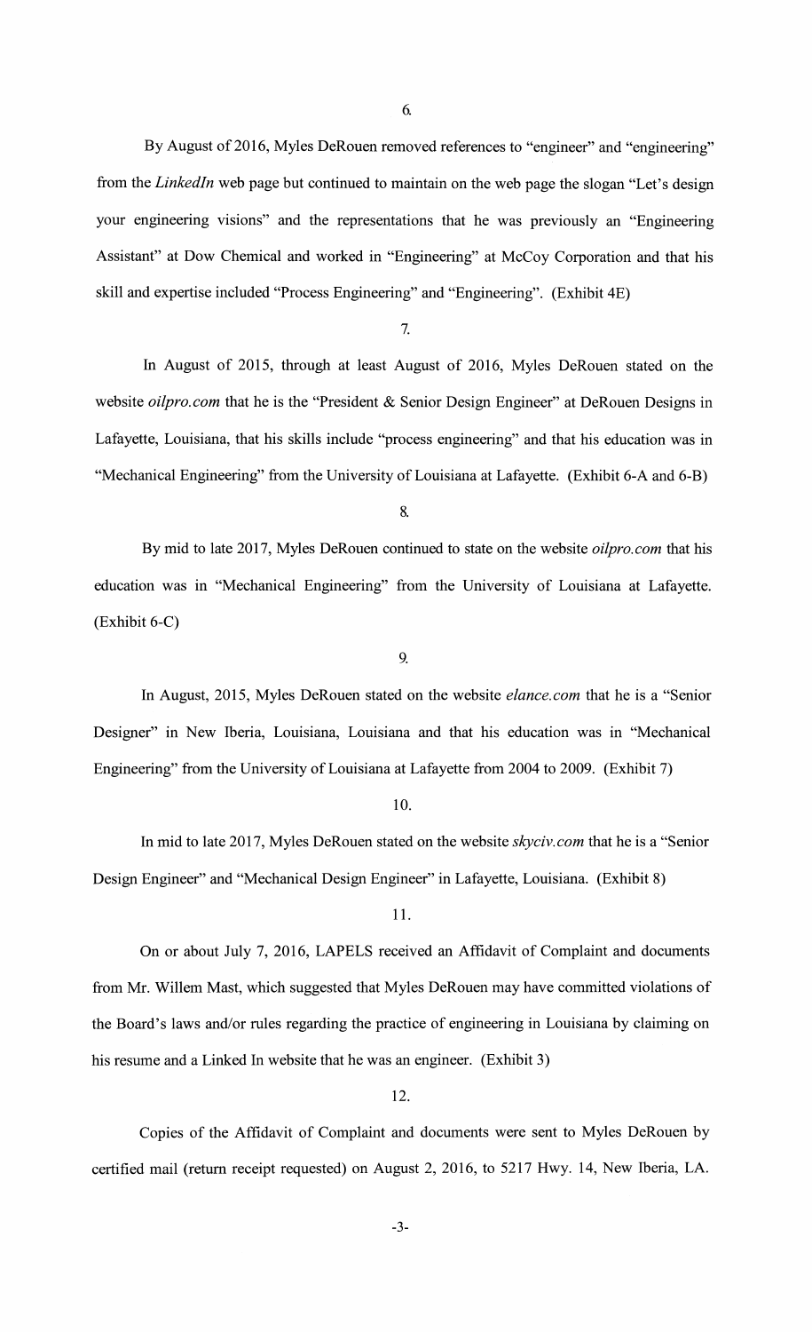6.

By August of 2016, Myles DeRouen removed references to "engineer" and "engineering" from the *LinkedIn* web page but continued to maintain on the web page the slogan "Let's design your engineering visions" and the representations that he was previously an "Engineering Assistant" at Dow Chemical and worked in "Engineering" at McCoy Corporation and that his skill and expertise included "Process Engineering" and "Engineering". (Exhibit 4E)

7.

In August of 2015, through at least August of 2016, Myles DeRouen stated on the website *oilpro.com* that he is the "President & Senior Design Engineer" at DeRouen Designs in Lafayette, Louisiana, that his skills include "process engineering" and that his education was in "Mechanical Engineering" from the University of Louisiana at Lafayette. (Exhibit 6-A and 6-B)

8.

By mid to late 2017, Myles DeRouen continued to state on the website *oilpro.com* that his education was in "Mechanical Engineering" from the University of Louisiana at Lafayette. (Exhibit 6-C)

9.

In August, 2015, Myles DeRouen stated on the website *elance.com* that he is a "Senior Designer" in New Iberia, Louisiana, Louisiana and that his education was in "Mechanical Engineering" from the University of Louisiana at Lafayette from 2004 to 2009. (Exhibit 7)

10.

In mid to late 2017, Myles DeRouen stated on the website *skyciv.com* that he is a "Senior Design Engineer" and "Mechanical Design Engineer" in Lafayette, Louisiana. (Exhibit 8)

11.

On or about July 7, 2016, LAPELS received an Affidavit of Complaint and documents from Mr. Willem Mast, which suggested that Myles DeRouen may have committed violations of the Board's laws and/or rules regarding the practice of engineering in Louisiana by claiming on his resume and a Linked In website that he was an engineer. (Exhibit 3)

12.

Copies of the Affidavit of Complaint and documents were sent to Myles DeRouen by certified mail (return receipt requested) on August 2, 2016, to 5217 Hwy. 14, New Iberia, LA.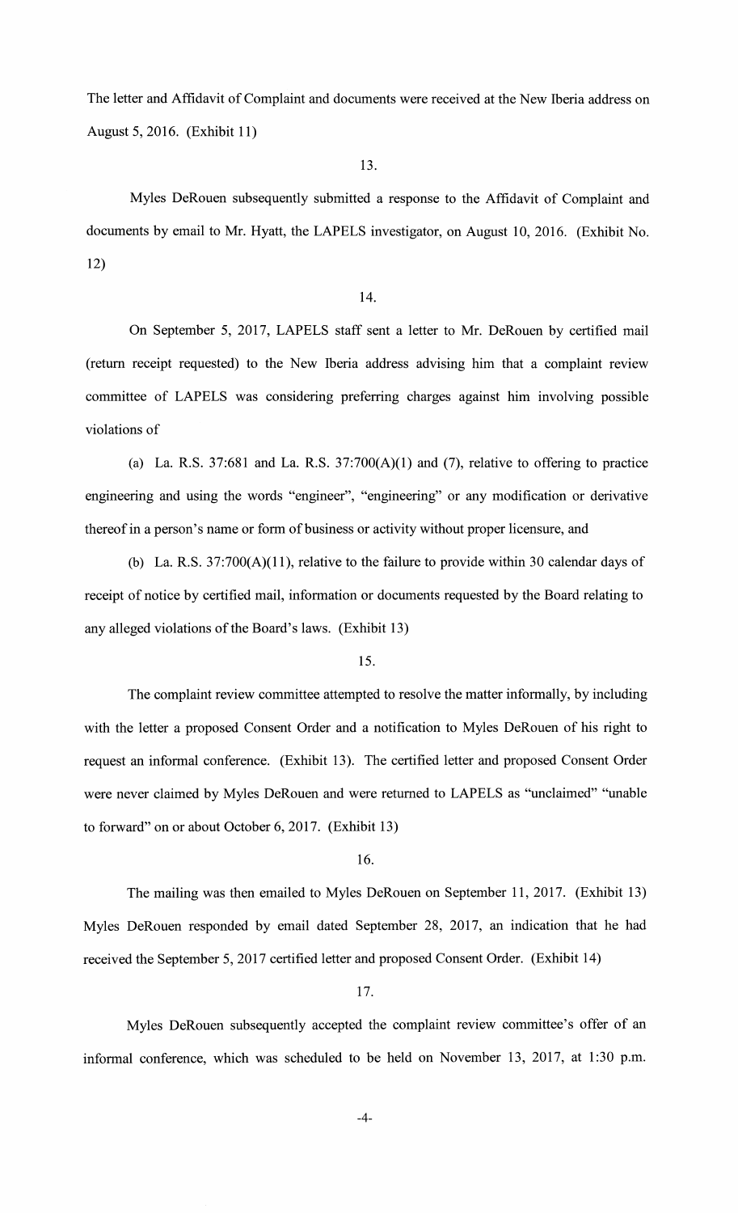The letter and Affidavit of Complaint and documents were received at the New Iberia address on August 5, 2016. (Exhibit 11)

13.

Myles DeRouen subsequently submitted a response to the Affidavit of Complaint and documents by email to Mr. Hyatt, the LAPELS investigator, on August 10, 2016. (Exhibit No. 12)

14.

On September 5, 2017, LAPELS staff sent a letter to Mr. DeRouen by certified mail (return receipt requested) to the New Iberia address advising him that a complaint review committee of LAPELS was considering preferring charges against him involving possible violations of

(a) La. R.S. 37:681 and La. R.S. 37:700(A)(1) and (7), relative to offering to practice engineering and using the words "engineer", "engineering" or any modification or derivative thereof in a person's name or form of business or activity without proper licensure, and

(b) La. R.S. 37:700(A)(11), relative to the failure to provide within 30 calendar days of receipt of notice by certified mail, information or documents requested by the Board relating to any alleged violations of the Board's laws. (Exhibit 13)

15.

The complaint review committee attempted to resolve the matter informally, by including with the letter a proposed Consent Order and a notification to Myles DeRouen of his right to request an informal conference. (Exhibit 13). The certified letter and proposed Consent Order were never claimed by Myles DeRouen and were returned to LAPELS as "unclaimed" "unable to forward" on or about October 6, 2017. (Exhibit 13)

16.

The mailing was then emailed to Myles DeRouen on September 11, 2017. (Exhibit 13) Myles DeRouen responded by email dated September 28, 2017, an indication that he had received the September 5, 2017 certified letter and proposed Consent Order. (Exhibit 14)

17.

Myles DeRouen subsequently accepted the complaint review committee's offer of an informal conference, which was scheduled to be held on November 13, 2017, at 1:30 p.m.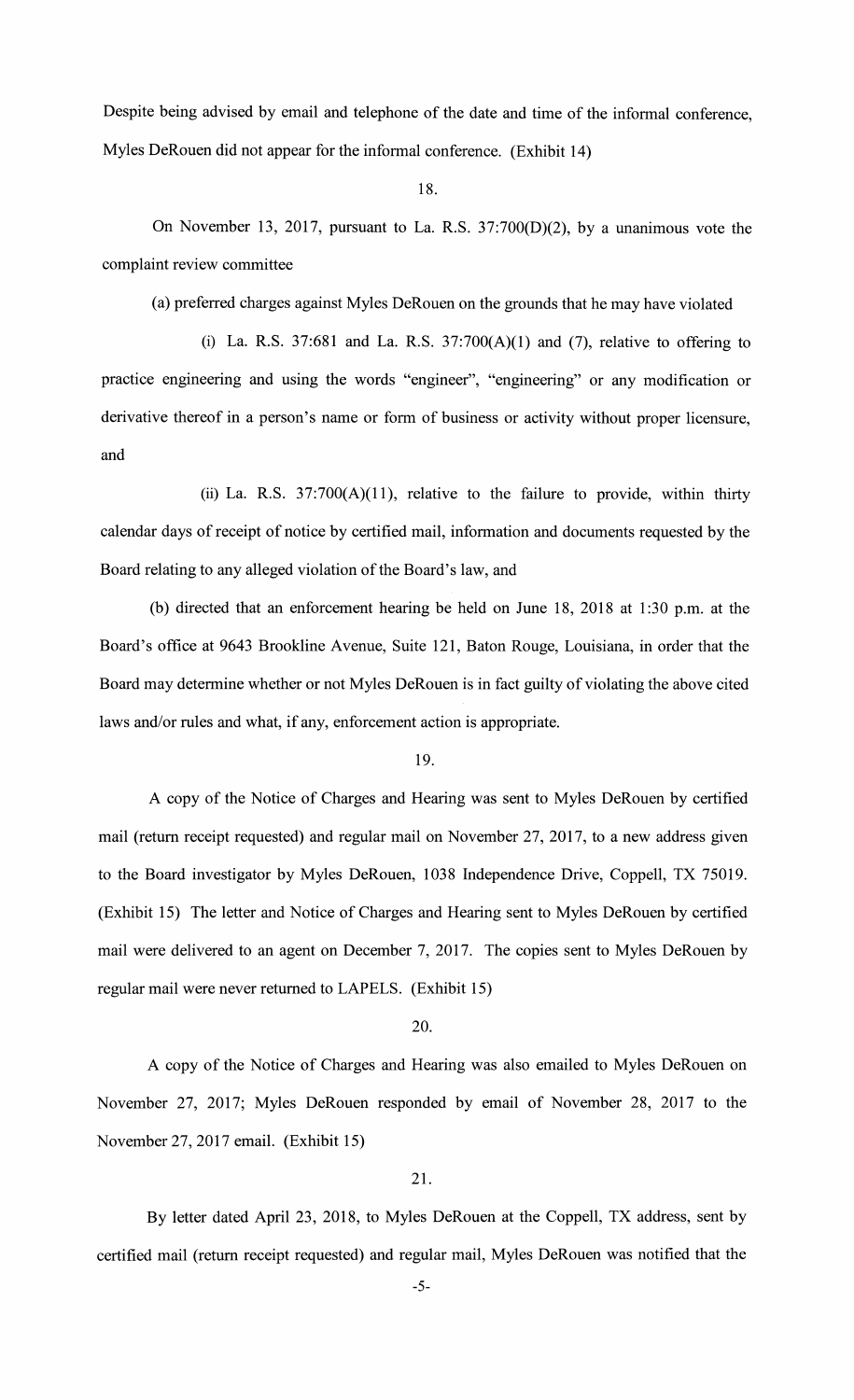Despite being advised by email and telephone of the date and time of the informal conference, Myles DeRouen did not appear for the informal conference. (Exhibit 14)

18.

On November 13, 2017, pursuant to La. R.S. 37:700(D)(2), by a unanimous vote the complaint review committee

(a) preferred charges against Myles DeRouen on the grounds that he may have violated

(i) La. R.S. 37:681 and La. R.S. 37:700(A)(1) and (7), relative to offering to practice engineering and using the words "engineer", "engineering" or any modification or derivative thereof in a person's name or form of business or activity without proper licensure, and

(ii) La. R.S. 37:700(A)(11), relative to the failure to provide, within thirty calendar days of receipt of notice by certified mail, information and documents requested by the Board relating to any alleged violation of the Board's law, and

(b) directed that an enforcement hearing be held on June 18, 2018 at 1:30 p.m. at the Board's office at 9643 Brookline Avenue, Suite 121, Baton Rouge, Louisiana, in order that the Board may determine whether or not Myles DeRouen is in fact guilty of violating the above cited laws and/or rules and what, if any, enforcement action is appropriate.

19.

A copy of the Notice of Charges and Hearing was sent to Myles DeRouen by certified mail (return receipt requested) and regular mail on November 27, 2017, to a new address given to the Board investigator by Myles DeRouen, 1038 Independence Drive, Coppell, TX 75019. (Exhibit 15) The letter and Notice of Charges and Hearing sent to Myles DeRouen by certified mail were delivered to an agent on December 7, 2017. The copies sent to Myles DeRouen by regular mail were never returned to LAPELS. (Exhibit 15)

20.

A copy of the Notice of Charges and Hearing was also emailed to Myles DeRouen on November 27, 2017; Myles DeRouen responded by email of November 28, 2017 to the November 27, 2017 email. (Exhibit 15)

21.

By letter dated April 23, 2018, to Myles DeRouen at the Coppell, TX address, sent by certified mail (return receipt requested) and regular mail, Myles DeRouen was notified that the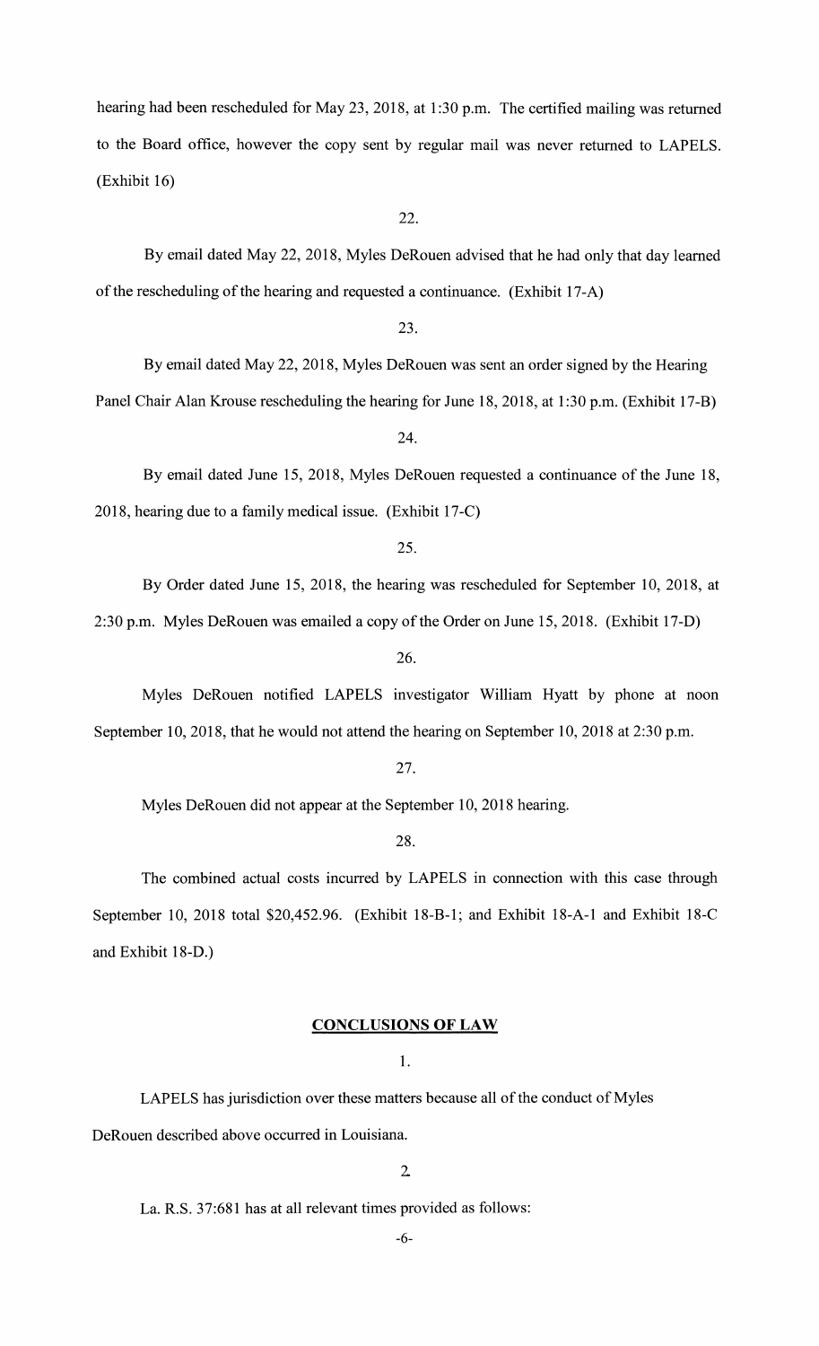hearing had been rescheduled for May 23, 2018, at 1:30 p.m. The certified mailing was returned to the Board office, however the copy sent by regular mail was never returned to LAPELS. (Exhibit 16)

22.

By email dated May 22, 2018, Myles DeRouen advised that he had only that day learned of the rescheduling of the hearing and requested a continuance. (Exhibit 17-A)

23.

By email dated May 22, 2018, Myles DeRouen was sent an order signed by the Hearing Panel Chair Alan Krouse rescheduling the hearing for June 18, 2018, at 1:30 p.m. (Exhibit 17-B)

24.

By email dated June 15, 2018, Myles DeRouen requested a continuance of the June 18, 2018, hearing due to a family medical issue. (Exhibit 17-C)

25.

By Order dated June 15, 2018, the hearing was rescheduled for September 10, 2018, at 2:30 p.m. Myles DeRouen was emailed a copy of the Order on June 15, 2018. (Exhibit 17-D)

26.

Myles DeRouen notified LAPELS investigator William Hyatt by phone at noon September 10, 2018, that he would not attend the hearing on September 10, 2018 at 2:30 p.m.

27.

Myles DeRouen did not appear at the September 10, 2018 hearing.

28.

The combined actual costs incurred by LAPELS in connection with this case through September 10, 2018 total $20,452.96. (Exhibit 18-B-1; and Exhibit 18-A-1 and Exhibit 18-C and Exhibit 18-D.)

## **CONCLUSIONS OF LAW**

1.

LAPELS has jurisdiction over these matters because all of the conduct of Myles DeRouen described above occurred in Louisiana.

2.

La. R.S. 37:681 has at all relevant times provided as follows: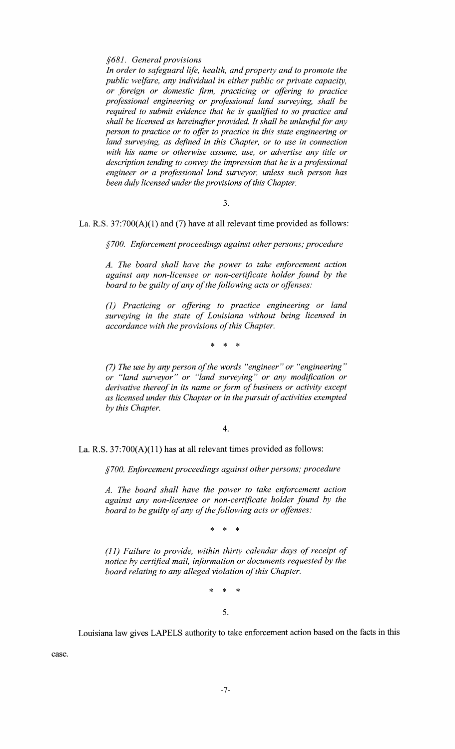*§681. General provisions*

*In order to safeguard life, health, and property and to promote the public welfare, any individual in either public or private capacity, or foreign or domestic firm, practicing or offering to practice professional engineering or professional land surveying, shall be required to submit evidence that he is qualified to so practice and shall be licensed as hereinafter provided. It shall be unlawful for any person to practice or to offer to practice in this state engineering or land surveying, as defined in this Chapter, or to use in connection with his name or otherwise assume, use, or advertise any title or description tending to convey the impression that he is a professional engineer or a professional land surveyor, unless such person has been duly licensed under the provisions of this Chapter.*

3.

La. R.S. 37:700(A)(1) and (7) have at all relevant time provided as follows:

*§700. Enforcement proceedings against other persons; procedure*

*A. The board shall have the power to take enforcement action against any non-licensee or non-certificate holder found by the board to be guilty of any of the following acts or offenses:*

*(1) Practicing or offering to practice engineering or land surveying in the state of Louisiana without being licensed in accordance with the provisions of this Chapter.*

\* \* \*

*(7) The use by any person of the words "engineer" or "engineering" or "land surveyor" or "land surveying" or any modification or derivative thereof in its name or form of business or activity except as licensed under this Chapter or in the pursuit of activities exempted by this Chapter.*

4.

La. R.S. 37:700(A)(11) has at all relevant times provided as follows:

*§700. Enforcement proceedings against other persons; procedure*

*A. The board shall have the power to take enforcement action against any non-licensee or non-certificate holder found by the board to be guilty of any of the following acts or offenses:*

\* \* \*

*(11) Failure to provide, within thirty calendar days of receipt of notice by certified mail, information or documents requested by the board relating to any alleged violation of this Chapter.*

\* \* \*

5.

Louisiana law gives LAPELS authority to take enforcement action based on the facts in this case.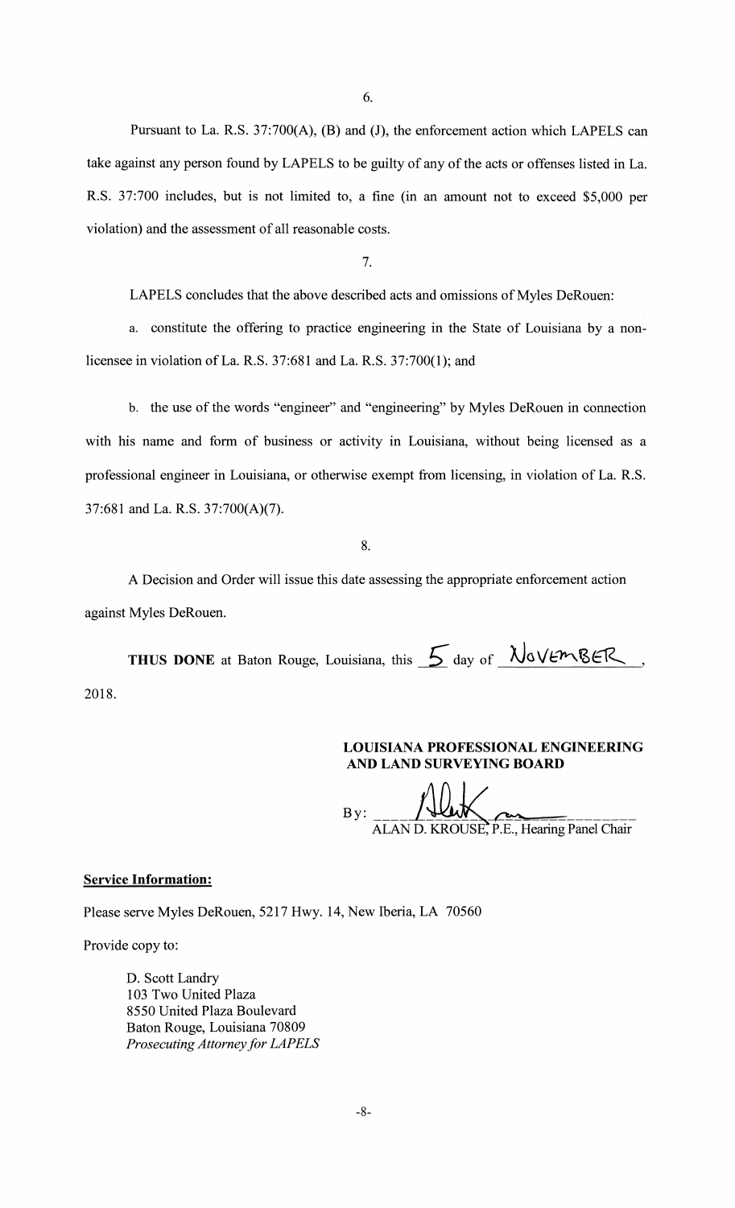6.

Pursuant to La. R.S. 37:700(A), (B) and (J), the enforcement action which LAPELS can take against any person found by LAPELS to be guilty of any of the acts or offenses listed in La. R.S. 37:700 includes, but is not limited to, a fine (in an amount not to exceed $5,000 per violation) and the assessment of all reasonable costs.

7.

LAPELS concludes that the above described acts and omissions of Myles DeRouen:

a. constitute the offering to practice engineering in the State of Louisiana by a non-licensee in violation of La. R.S. 37:681 and La. R.S. 37:700(1); and

b. the use of the words "engineer" and "engineering" by Myles DeRouen in connection with his name and form of business or activity in Louisiana, without being licensed as a professional engineer in Louisiana, or otherwise exempt from licensing, in violation of La. R.S. 37:681 and La. R.S. 37:700(A)(7).

8.

A Decision and Order will issue this date assessing the appropriate enforcement action against Myles DeRouen.

**THUS DONE** at Baton Rouge, Louisiana, this 5 day of November, 2018.

**LOUISIANA PROFESSIONAL ENGINEERING AND LAND SURVEYING BOARD**

By: ______________________
ALAN D. KROUSE, P.E., Hearing Panel Chair

**Service Information:**

Please serve Myles DeRouen, 5217 Hwy. 14, New Iberia, LA 70560

Provide copy to:

D. Scott Landry
103 Two United Plaza
8550 United Plaza Boulevard
Baton Rouge, Louisiana 70809
*Prosecuting Attorney for LAPELS*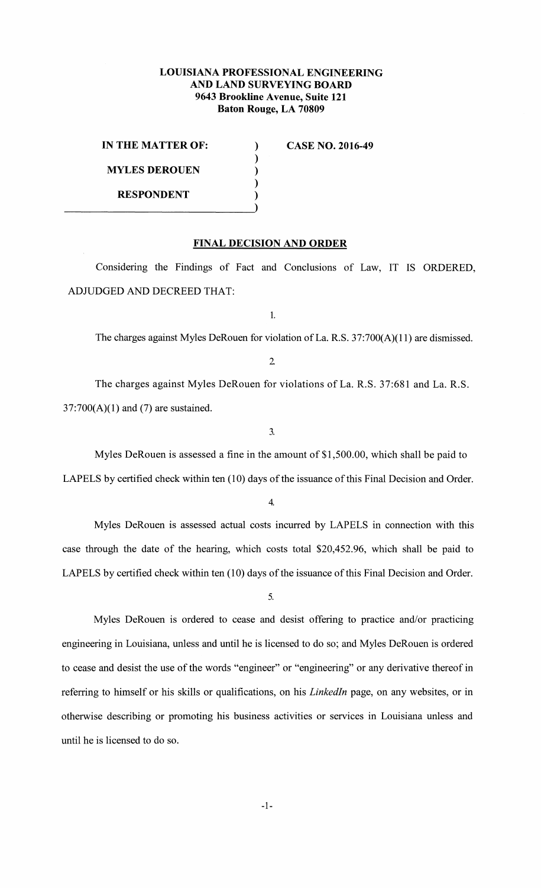**LOUISIANA PROFESSIONAL ENGINEERING AND LAND SURVEYING BOARD**
**9643 Brookline Avenue, Suite 121**
**Baton Rouge, LA 70809**

| | | |
|---|---|---|
| **IN THE MATTER OF:** | ) | **CASE NO. 2016-49** |
| **MYLES DEROUEN** | ) | |
| **RESPONDENT** | ) | |

## FINAL DECISION AND ORDER

Considering the Findings of Fact and Conclusions of Law, IT IS ORDERED, ADJUDGED AND DECREED THAT:

1.

The charges against Myles DeRouen for violation of La. R.S. 37:700(A)(11) are dismissed.

2.

The charges against Myles DeRouen for violations of La. R.S. 37:681 and La. R.S. 37:700(A)(1) and (7) are sustained.

3.

Myles DeRouen is assessed a fine in the amount of $1,500.00, which shall be paid to LAPELS by certified check within ten (10) days of the issuance of this Final Decision and Order.

4.

Myles DeRouen is assessed actual costs incurred by LAPELS in connection with this case through the date of the hearing, which costs total $20,452.96, which shall be paid to LAPELS by certified check within ten (10) days of the issuance of this Final Decision and Order.

5.

Myles DeRouen is ordered to cease and desist offering to practice and/or practicing engineering in Louisiana, unless and until he is licensed to do so; and Myles DeRouen is ordered to cease and desist the use of the words "engineer" or "engineering" or any derivative thereof in referring to himself or his skills or qualifications, on his *LinkedIn* page, on any websites, or in otherwise describing or promoting his business activities or services in Louisiana unless and until he is licensed to do so.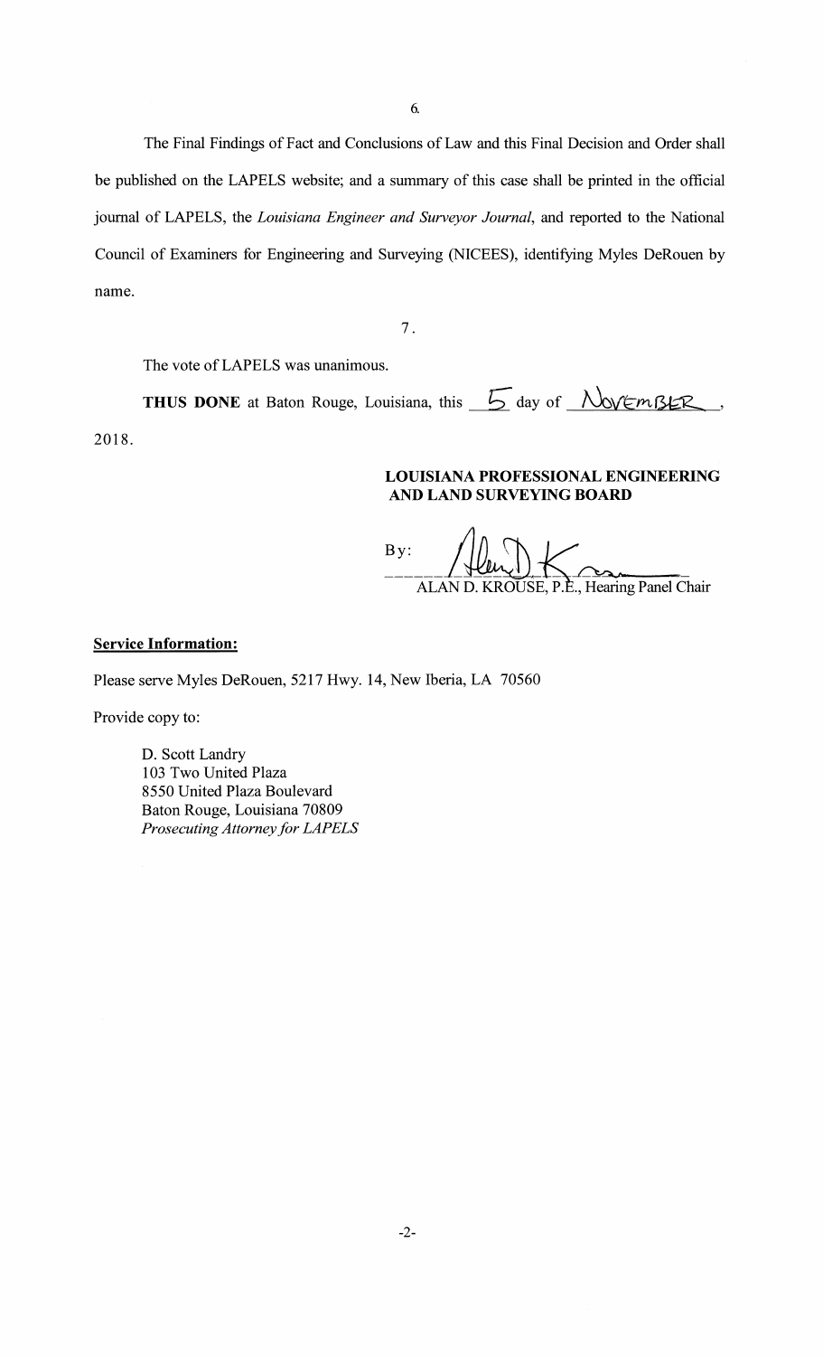6.

The Final Findings of Fact and Conclusions of Law and this Final Decision and Order shall be published on the LAPELS website; and a summary of this case shall be printed in the official journal of LAPELS, the *Louisiana Engineer and Surveyor Journal*, and reported to the National Council of Examiners for Engineering and Surveying (NICEES), identifying Myles DeRouen by name.

7.

The vote of LAPELS was unanimous.

**THUS DONE** at Baton Rouge, Louisiana, this 5 day of November, 2018.

**LOUISIANA PROFESSIONAL ENGINEERING AND LAND SURVEYING BOARD**

By: ______________________
ALAN D. KROUSE, P.E., Hearing Panel Chair

**Service Information:**

Please serve Myles DeRouen, 5217 Hwy. 14, New Iberia, LA 70560

Provide copy to:

D. Scott Landry
103 Two United Plaza
8550 United Plaza Boulevard
Baton Rouge, Louisiana 70809
*Prosecuting Attorney for LAPELS*